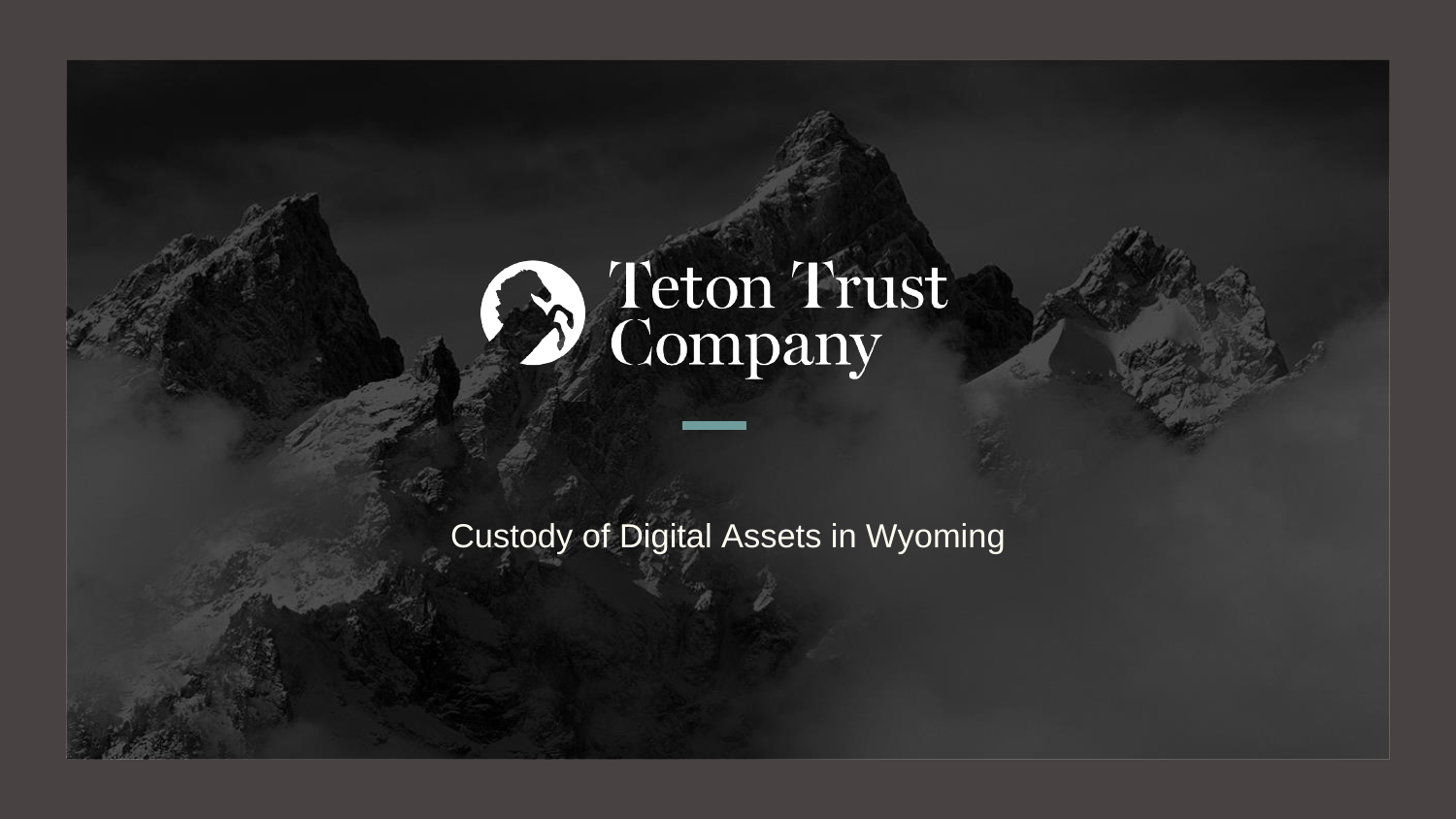# Teton Trust Company

Custody of Digital Assets in Wyoming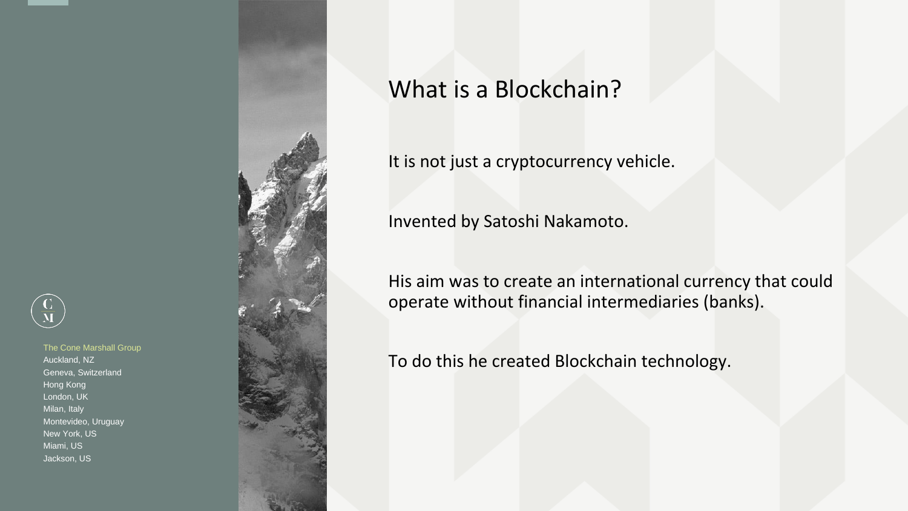The Cone Marshall Group
Auckland, NZ
Geneva, Switzerland
Hong Kong
London, UK
Milan, Italy
Montevideo, Uruguay
New York, US
Miami, US
Jackson, US

# What is a Blockchain?

It is not just a cryptocurrency vehicle.

Invented by Satoshi Nakamoto.

His aim was to create an international currency that could operate without financial intermediaries (banks).

To do this he created Blockchain technology.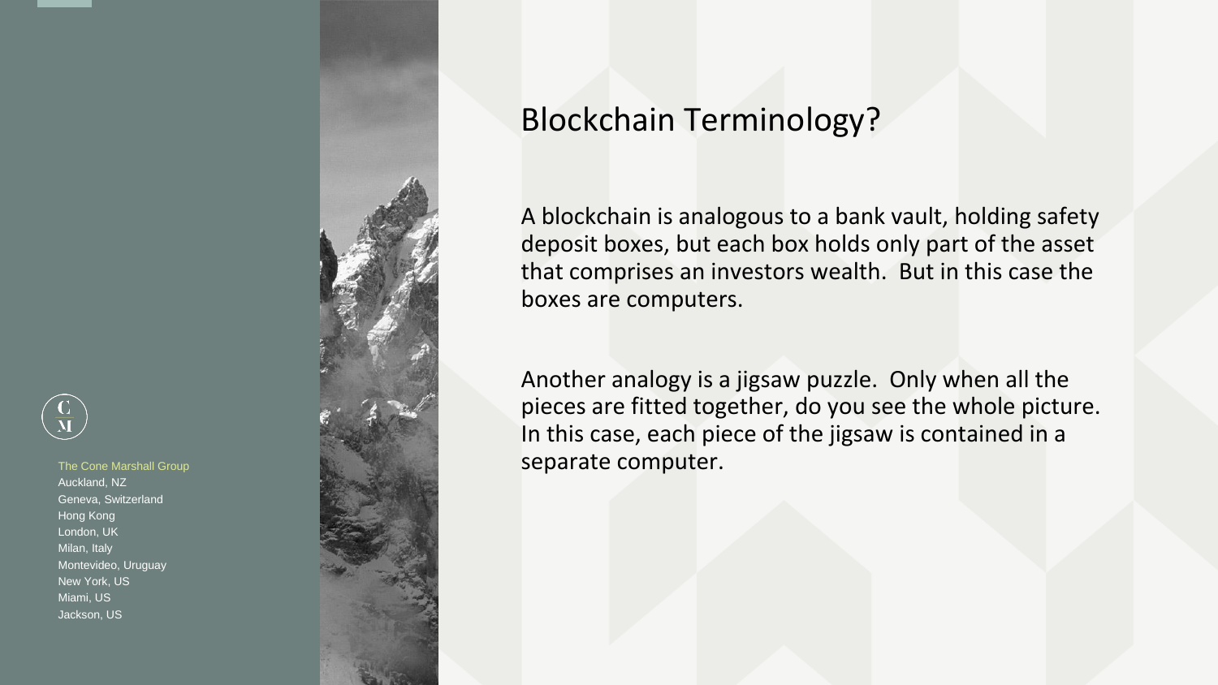# Blockchain Terminology?

A blockchain is analogous to a bank vault, holding safety deposit boxes, but each box holds only part of the asset that comprises an investors wealth. But in this case the boxes are computers.

Another analogy is a jigsaw puzzle. Only when all the pieces are fitted together, do you see the whole picture. In this case, each piece of the jigsaw is contained in a separate computer.

The Cone Marshall Group
Auckland, NZ
Geneva, Switzerland
Hong Kong
London, UK
Milan, Italy
Montevideo, Uruguay
New York, US
Miami, US
Jackson, US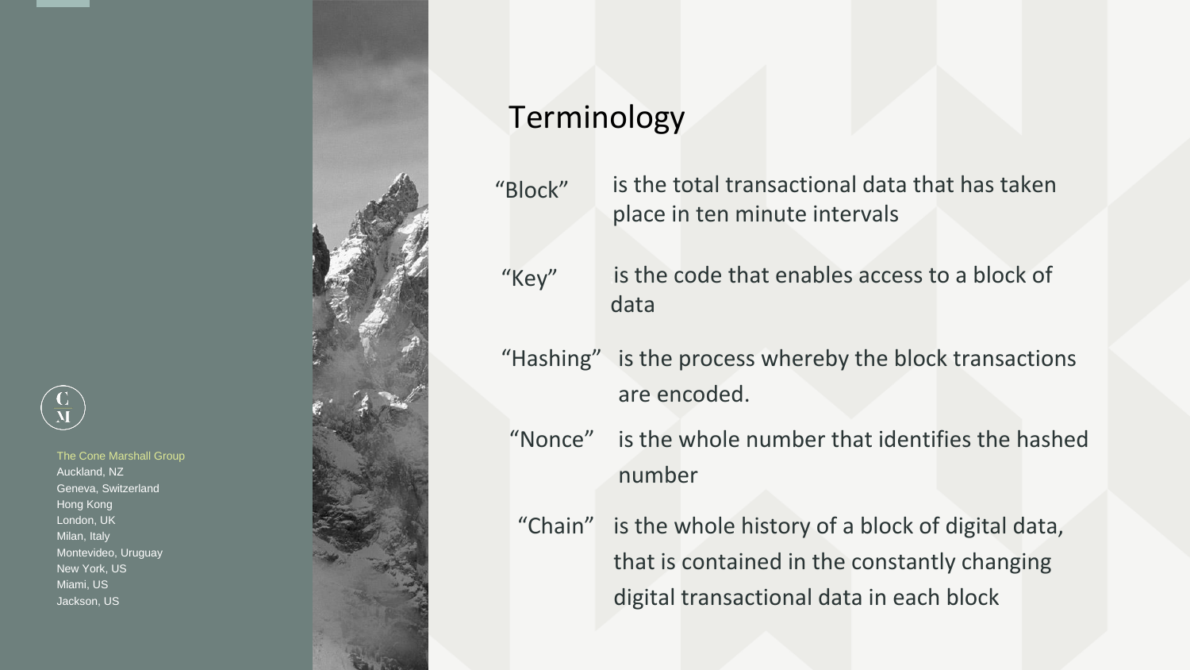## Terminology

"Block" is the total transactional data that has taken place in ten minute intervals

"Key" is the code that enables access to a block of data

"Hashing" is the process whereby the block transactions are encoded.

"Nonce" is the whole number that identifies the hashed number

"Chain" is the whole history of a block of digital data, that is contained in the constantly changing digital transactional data in each block

The Cone Marshall Group
Auckland, NZ
Geneva, Switzerland
Hong Kong
London, UK
Milan, Italy
Montevideo, Uruguay
New York, US
Miami, US
Jackson, US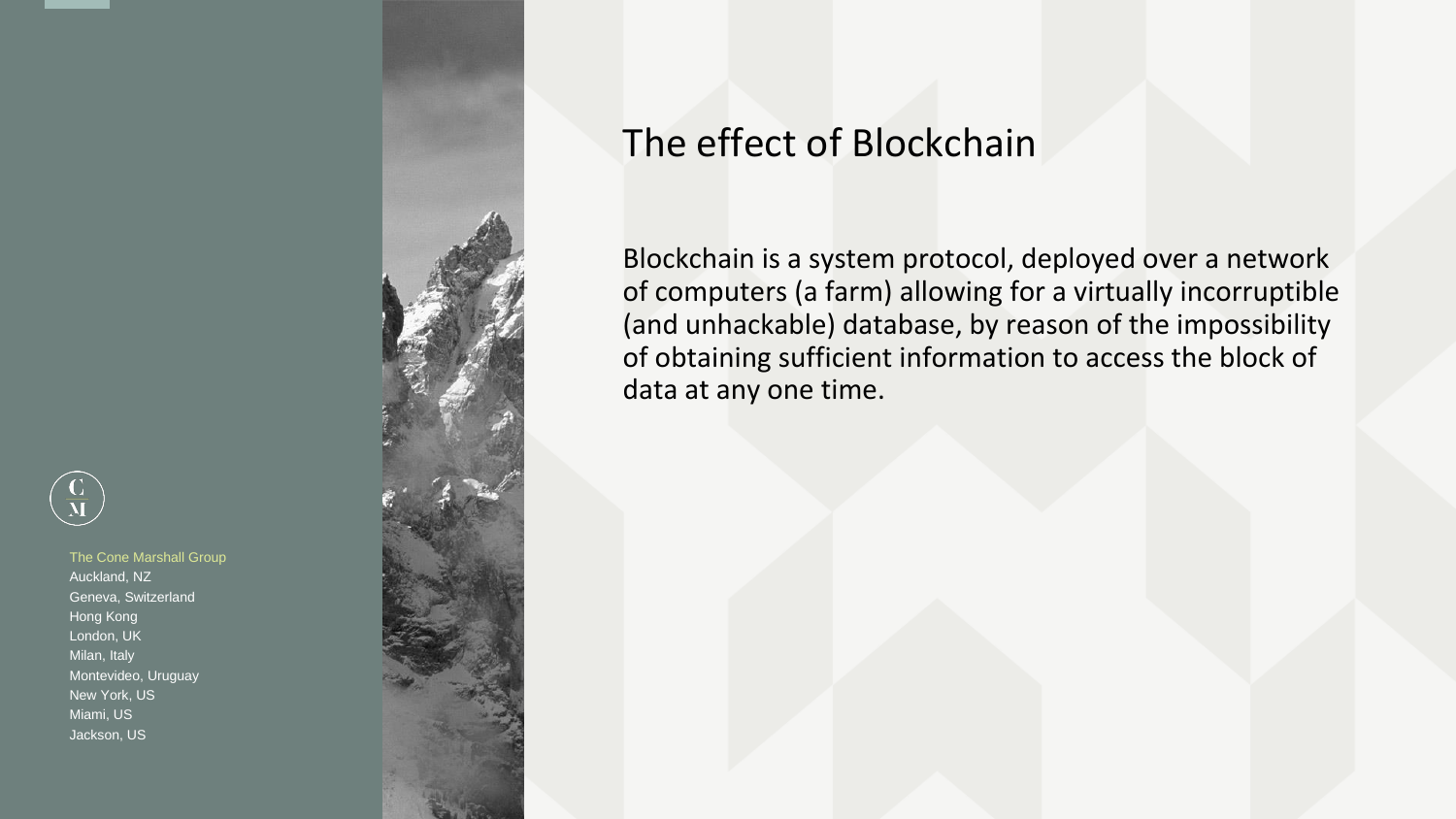# The effect of Blockchain

Blockchain is a system protocol, deployed over a network of computers (a farm) allowing for a virtually incorruptible (and unhackable) database, by reason of the impossibility of obtaining sufficient information to access the block of data at any one time.

The Cone Marshall Group
Auckland, NZ
Geneva, Switzerland
Hong Kong
London, UK
Milan, Italy
Montevideo, Uruguay
New York, US
Miami, US
Jackson, US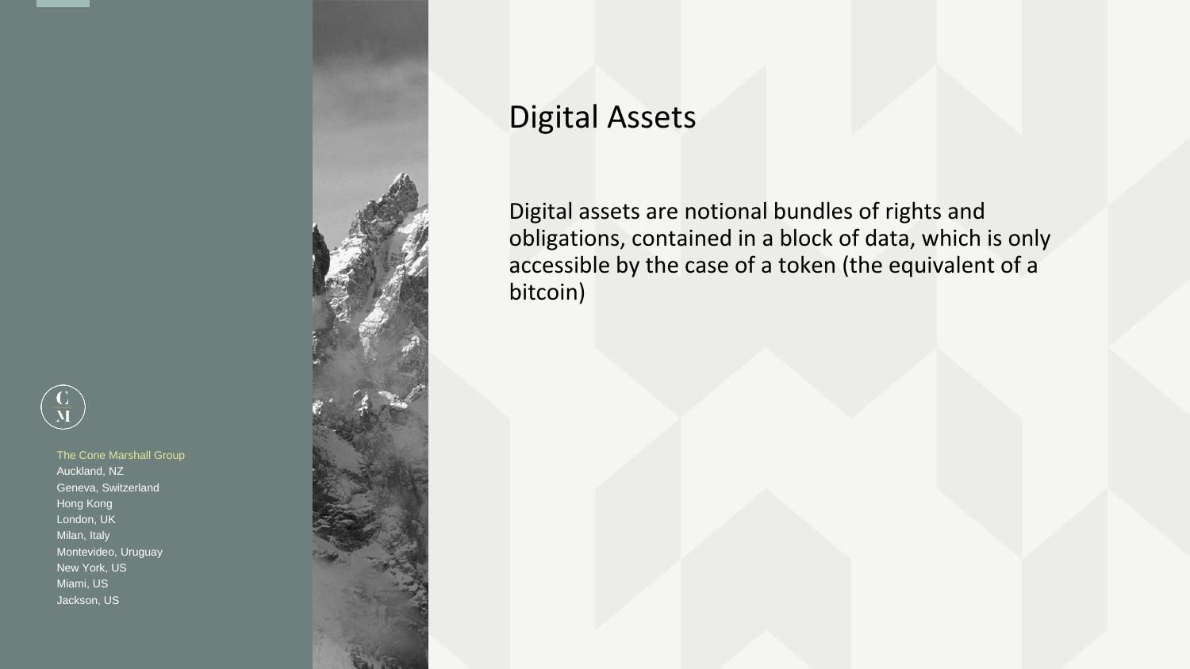# Digital Assets

Digital assets are notional bundles of rights and obligations, contained in a block of data, which is only accessible by the case of a token (the equivalent of a bitcoin)

The Cone Marshall Group
Auckland, NZ
Geneva, Switzerland
Hong Kong
London, UK
Milan, Italy
Montevideo, Uruguay
New York, US
Miami, US
Jackson, US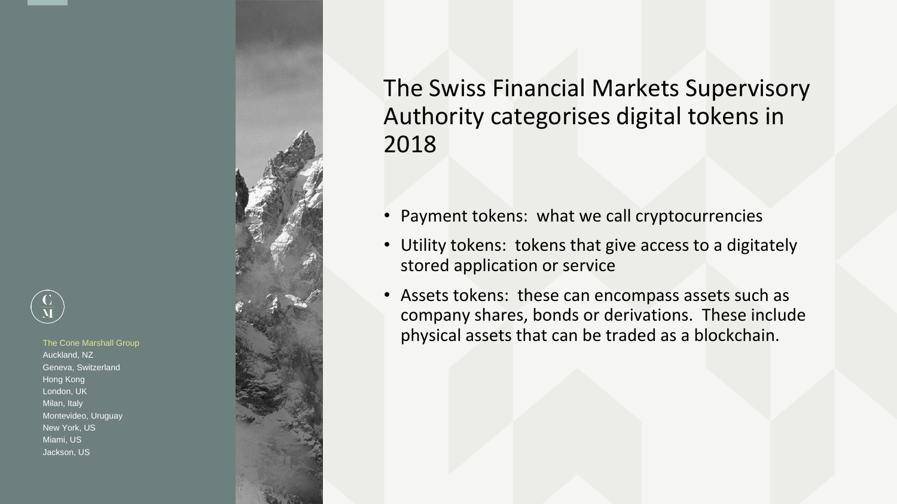# The Swiss Financial Markets Supervisory Authority categorises digital tokens in 2018

- Payment tokens: what we call cryptocurrencies
- Utility tokens: tokens that give access to a digitately stored application or service
- Assets tokens: these can encompass assets such as company shares, bonds or derivations. These include physical assets that can be traded as a blockchain.

The Cone Marshall Group
Auckland, NZ
Geneva, Switzerland
Hong Kong
London, UK
Milan, Italy
Montevideo, Uruguay
New York, US
Miami, US
Jackson, US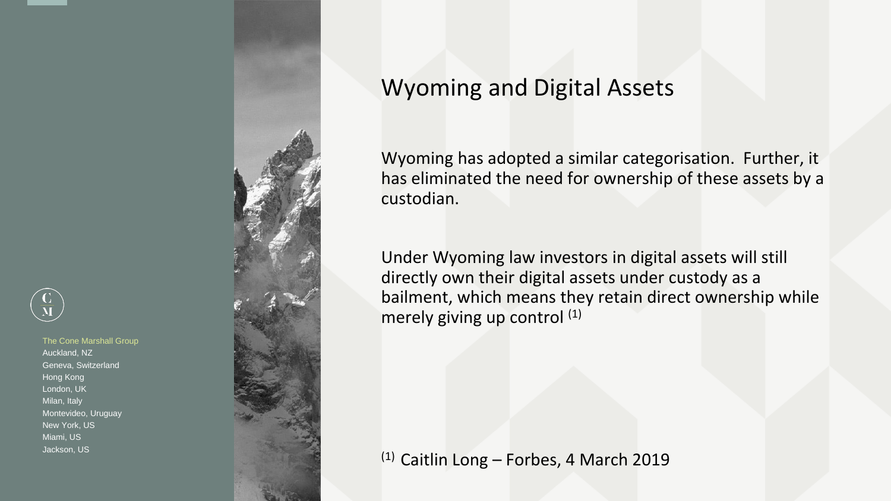# Wyoming and Digital Assets

Wyoming has adopted a similar categorisation. Further, it has eliminated the need for ownership of these assets by a custodian.

Under Wyoming law investors in digital assets will still directly own their digital assets under custody as a bailment, which means they retain direct ownership while merely giving up control [1]

[1] Caitlin Long – Forbes, 4 March 2019

The Cone Marshall Group
Auckland, NZ
Geneva, Switzerland
Hong Kong
London, UK
Milan, Italy
Montevideo, Uruguay
New York, US
Miami, US
Jackson, US